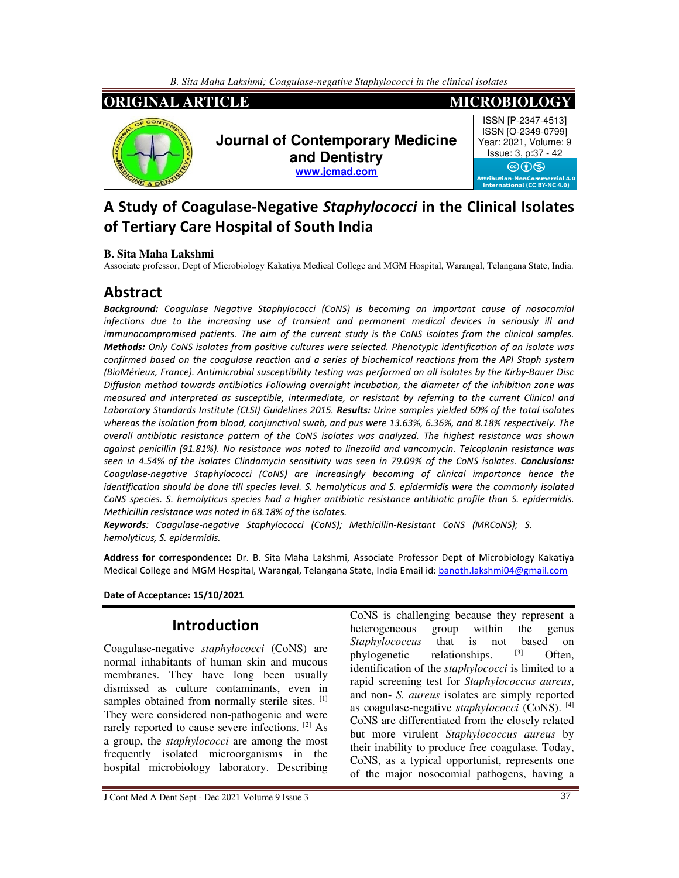ORIGINAL ARTICLE | MICROBIOLOGY

**Journal of Contemporary Medicine and Dentistry**
www.jcmad.com

ISSN [P-2347-4513]
ISSN [O-2349-0799]
Year: 2021, Volume: 9
Issue: 3, p:37 - 42

Attribution-NonCommercial 4.0 International (CC BY-NC 4.0)

# A Study of Coagulase-Negative *Staphylococci* in the Clinical Isolates of Tertiary Care Hospital of South India

**B. Sita Maha Lakshmi**

Associate professor, Dept of Microbiology Kakatiya Medical College and MGM Hospital, Warangal, Telangana State, India.

## Abstract

***Background:*** *Coagulase Negative Staphylococci (CoNS) is becoming an important cause of nosocomial infections due to the increasing use of transient and permanent medical devices in seriously ill and immunocompromised patients. The aim of the current study is the CoNS isolates from the clinical samples.* ***Methods:*** *Only CoNS isolates from positive cultures were selected. Phenotypic identification of an isolate was confirmed based on the coagulase reaction and a series of biochemical reactions from the API Staph system (BioMérieux, France). Antimicrobial susceptibility testing was performed on all isolates by the Kirby-Bauer Disc Diffusion method towards antibiotics Following overnight incubation, the diameter of the inhibition zone was measured and interpreted as susceptible, intermediate, or resistant by referring to the current Clinical and Laboratory Standards Institute (CLSI) Guidelines 2015.* ***Results:*** *Urine samples yielded 60% of the total isolates whereas the isolation from blood, conjunctival swab, and pus were 13.63%, 6.36%, and 8.18% respectively. The overall antibiotic resistance pattern of the CoNS isolates was analyzed. The highest resistance was shown against penicillin (91.81%). No resistance was noted to linezolid and vancomycin. Teicoplanin resistance was seen in 4.54% of the isolates Clindamycin sensitivity was seen in 79.09% of the CoNS isolates.* ***Conclusions:*** *Coagulase-negative Staphylococci (CoNS) are increasingly becoming of clinical importance hence the identification should be done till species level. S. hemolyticus and S. epidermidis were the commonly isolated CoNS species. S. hemolyticus species had a higher antibiotic resistance antibiotic profile than S. epidermidis. Methicillin resistance was noted in 68.18% of the isolates.*

***Keywords****: Coagulase-negative Staphylococci (CoNS); Methicillin-Resistant CoNS (MRCoNS); S. hemolyticus, S. epidermidis.*

**Address for correspondence:** Dr. B. Sita Maha Lakshmi, Associate Professor Dept of Microbiology Kakatiya Medical College and MGM Hospital, Warangal, Telangana State, India Email id: banoth.lakshmi04@gmail.com

**Date of Acceptance: 15/10/2021**

## Introduction

Coagulase-negative *staphylococci* (CoNS) are normal inhabitants of human skin and mucous membranes. They have long been usually dismissed as culture contaminants, even in samples obtained from normally sterile sites. [1] They were considered non-pathogenic and were rarely reported to cause severe infections. [2] As a group, the *staphylococci* are among the most frequently isolated microorganisms in the hospital microbiology laboratory. Describing CoNS is challenging because they represent a heterogeneous group within the genus *Staphylococcus* that is not based on phylogenetic relationships. [3] Often, identification of the *staphylococci* is limited to a rapid screening test for *Staphylococcus aureus*, and non- *S. aureus* isolates are simply reported as coagulase-negative *staphylococci* (CoNS). [4] CoNS are differentiated from the closely related but more virulent *Staphylococcus aureus* by their inability to produce free coagulase. Today, CoNS, as a typical opportunist, represents one of the major nosocomial pathogens, having a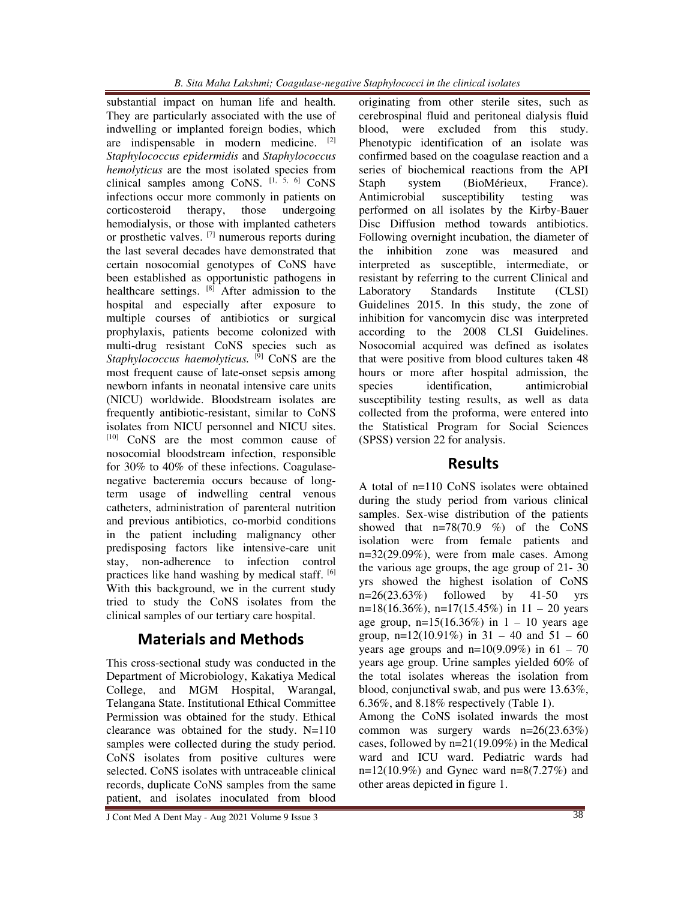substantial impact on human life and health. They are particularly associated with the use of indwelling or implanted foreign bodies, which are indispensable in modern medicine. [2] *Staphylococcus epidermidis* and *Staphylococcus hemolyticus* are the most isolated species from clinical samples among CoNS. [1, 5, 6] CoNS infections occur more commonly in patients on corticosteroid therapy, those undergoing hemodialysis, or those with implanted catheters or prosthetic valves. [7] numerous reports during the last several decades have demonstrated that certain nosocomial genotypes of CoNS have been established as opportunistic pathogens in healthcare settings. [8] After admission to the hospital and especially after exposure to multiple courses of antibiotics or surgical prophylaxis, patients become colonized with multi-drug resistant CoNS species such as *Staphylococcus haemolyticus.* [9] CoNS are the most frequent cause of late-onset sepsis among newborn infants in neonatal intensive care units (NICU) worldwide. Bloodstream isolates are frequently antibiotic-resistant, similar to CoNS isolates from NICU personnel and NICU sites. [10] CoNS are the most common cause of nosocomial bloodstream infection, responsible for 30% to 40% of these infections. Coagulase-negative bacteremia occurs because of long-term usage of indwelling central venous catheters, administration of parenteral nutrition and previous antibiotics, co-morbid conditions in the patient including malignancy other predisposing factors like intensive-care unit stay, non-adherence to infection control practices like hand washing by medical staff. [6] With this background, we in the current study tried to study the CoNS isolates from the clinical samples of our tertiary care hospital.

## Materials and Methods

This cross-sectional study was conducted in the Department of Microbiology, Kakatiya Medical College, and MGM Hospital, Warangal, Telangana State. Institutional Ethical Committee Permission was obtained for the study. Ethical clearance was obtained for the study. N=110 samples were collected during the study period. CoNS isolates from positive cultures were selected. CoNS isolates with untraceable clinical records, duplicate CoNS samples from the same patient, and isolates inoculated from blood originating from other sterile sites, such as cerebrospinal fluid and peritoneal dialysis fluid blood, were excluded from this study. Phenotypic identification of an isolate was confirmed based on the coagulase reaction and a series of biochemical reactions from the API Staph system (BioMérieux, France). Antimicrobial susceptibility testing was performed on all isolates by the Kirby-Bauer Disc Diffusion method towards antibiotics. Following overnight incubation, the diameter of the inhibition zone was measured and interpreted as susceptible, intermediate, or resistant by referring to the current Clinical and Laboratory Standards Institute (CLSI) Guidelines 2015. In this study, the zone of inhibition for vancomycin disc was interpreted according to the 2008 CLSI Guidelines. Nosocomial acquired was defined as isolates that were positive from blood cultures taken 48 hours or more after hospital admission, the species identification, antimicrobial susceptibility testing results, as well as data collected from the proforma, were entered into the Statistical Program for Social Sciences (SPSS) version 22 for analysis.

## Results

A total of n=110 CoNS isolates were obtained during the study period from various clinical samples. Sex-wise distribution of the patients showed that n=78(70.9 %) of the CoNS isolation were from female patients and n=32(29.09%), were from male cases. Among the various age groups, the age group of 21- 30 yrs showed the highest isolation of CoNS n=26(23.63%) followed by 41-50 yrs n=18(16.36%), n=17(15.45%) in 11 – 20 years age group, n=15(16.36%) in 1 – 10 years age group, n=12(10.91%) in 31 – 40 and 51 – 60 years age groups and n=10(9.09%) in 61 – 70 years age group. Urine samples yielded 60% of the total isolates whereas the isolation from blood, conjunctival swab, and pus were 13.63%, 6.36%, and 8.18% respectively (Table 1).

Among the CoNS isolated inwards the most common was surgery wards n=26(23.63%) cases, followed by n=21(19.09%) in the Medical ward and ICU ward. Pediatric wards had n=12(10.9%) and Gynec ward n=8(7.27%) and other areas depicted in figure 1.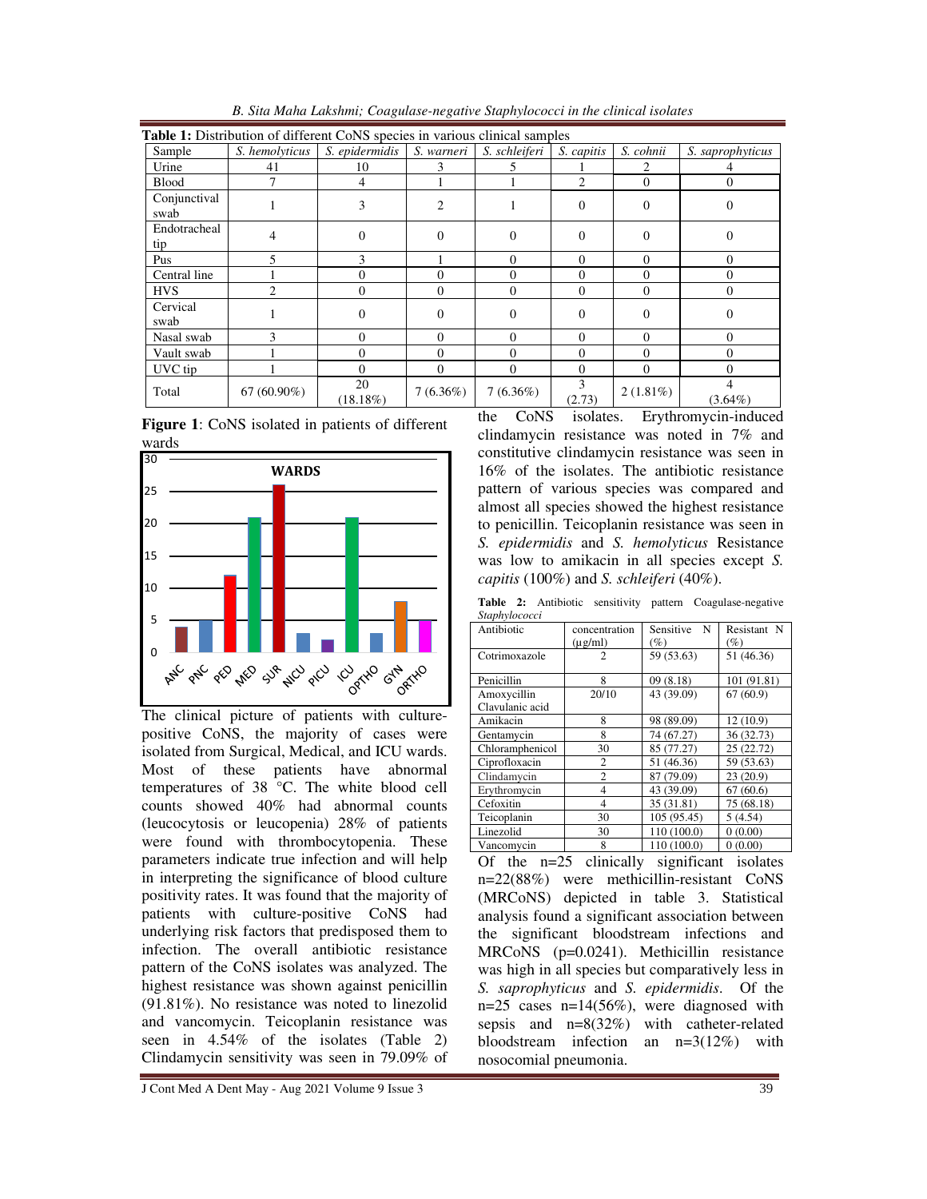**Table 1:** Distribution of different CoNS species in various clinical samples

| Sample | *S. hemolyticus* | *S. epidermidis* | *S. warneri* | *S. schleiferi* | *S. capitis* | *S. cohnii* | *S. saprophyticus* |
|---|---|---|---|---|---|---|---|
| Urine | 41 | 10 | 3 | 5 | 1 | 2 | 4 |
| Blood | 7 | 4 | 1 | 1 | 2 | 0 | 0 |
| Conjunctival swab | 1 | 3 | 2 | 1 | 0 | 0 | 0 |
| Endotracheal tip | 4 | 0 | 0 | 0 | 0 | 0 | 0 |
| Pus | 5 | 3 | 1 | 0 | 0 | 0 | 0 |
| Central line | 1 | 0 | 0 | 0 | 0 | 0 | 0 |
| HVS | 2 | 0 | 0 | 0 | 0 | 0 | 0 |
| Cervical swab | 1 | 0 | 0 | 0 | 0 | 0 | 0 |
| Nasal swab | 3 | 0 | 0 | 0 | 0 | 0 | 0 |
| Vault swab | 1 | 0 | 0 | 0 | 0 | 0 | 0 |
| UVC tip | 1 | 0 | 0 | 0 | 0 | 0 | 0 |
| Total | 67 (60.90%) | 20 (18.18%) | 7 (6.36%) | 7 (6.36%) | 3 (2.73) | 2 (1.81%) | 4 (3.64%) |

**Figure 1**: CoNS isolated in patients of different wards

| Ward | ANC | PNC | PED | MED | SUR | NICU | PICU | ICU | OPTHO | GYN | ORTHO |
|---|---|---|---|---|---|---|---|---|---|---|---|
| Number of isolates (approx.) | 4 | 5 | 12 | 21 | 26 | 3 | 2 | 21 | 3 | 8 | 5 |

The clinical picture of patients with culture-positive CoNS, the majority of cases were isolated from Surgical, Medical, and ICU wards. Most of these patients have abnormal temperatures of 38 °C. The white blood cell counts showed 40% had abnormal counts (leucocytosis or leucopenia) 28% of patients were found with thrombocytopenia. These parameters indicate true infection and will help in interpreting the significance of blood culture positivity rates. It was found that the majority of patients with culture-positive CoNS had underlying risk factors that predisposed them to infection. The overall antibiotic resistance pattern of the CoNS isolates was analyzed. The highest resistance was shown against penicillin (91.81%). No resistance was noted to linezolid and vancomycin. Teicoplanin resistance was seen in 4.54% of the isolates (Table 2) Clindamycin sensitivity was seen in 79.09% of the CoNS isolates. Erythromycin-induced clindamycin resistance was noted in 7% and constitutive clindamycin resistance was seen in 16% of the isolates. The antibiotic resistance pattern of various species was compared and almost all species showed the highest resistance to penicillin. Teicoplanin resistance was seen in *S. epidermidis* and *S. hemolyticus* Resistance was low to amikacin in all species except *S. capitis* (100%) and *S. schleiferi* (40%).

**Table 2:** Antibiotic sensitivity pattern Coagulase-negative *Staphylococci*

| Antibiotic | concentration (µg/ml) | Sensitive N (%) | Resistant N (%) |
|---|---|---|---|
| Cotrimoxazole | 2 | 59 (53.63) | 51 (46.36) |
| Penicillin | 8 | 09 (8.18) | 101 (91.81) |
| Amoxycillin Clavulanic acid | 20/10 | 43 (39.09) | 67 (60.9) |
| Amikacin | 8 | 98 (89.09) | 12 (10.9) |
| Gentamycin | 8 | 74 (67.27) | 36 (32.73) |
| Chloramphenicol | 30 | 85 (77.27) | 25 (22.72) |
| Ciprofloxacin | 2 | 51 (46.36) | 59 (53.63) |
| Clindamycin | 2 | 87 (79.09) | 23 (20.9) |
| Erythromycin | 4 | 43 (39.09) | 67 (60.6) |
| Cefoxitin | 4 | 35 (31.81) | 75 (68.18) |
| Teicoplanin | 30 | 105 (95.45) | 5 (4.54) |
| Linezolid | 30 | 110 (100.0) | 0 (0.00) |
| Vancomycin | 8 | 110 (100.0) | 0 (0.00) |

Of the n=25 clinically significant isolates n=22(88%) were methicillin-resistant CoNS (MRCoNS) depicted in table 3. Statistical analysis found a significant association between the significant bloodstream infections and MRCoNS (p=0.0241). Methicillin resistance was high in all species but comparatively less in *S. saprophyticus* and *S. epidermidis*. Of the n=25 cases n=14(56%), were diagnosed with sepsis and n=8(32%) with catheter-related bloodstream infection an n=3(12%) with nosocomial pneumonia.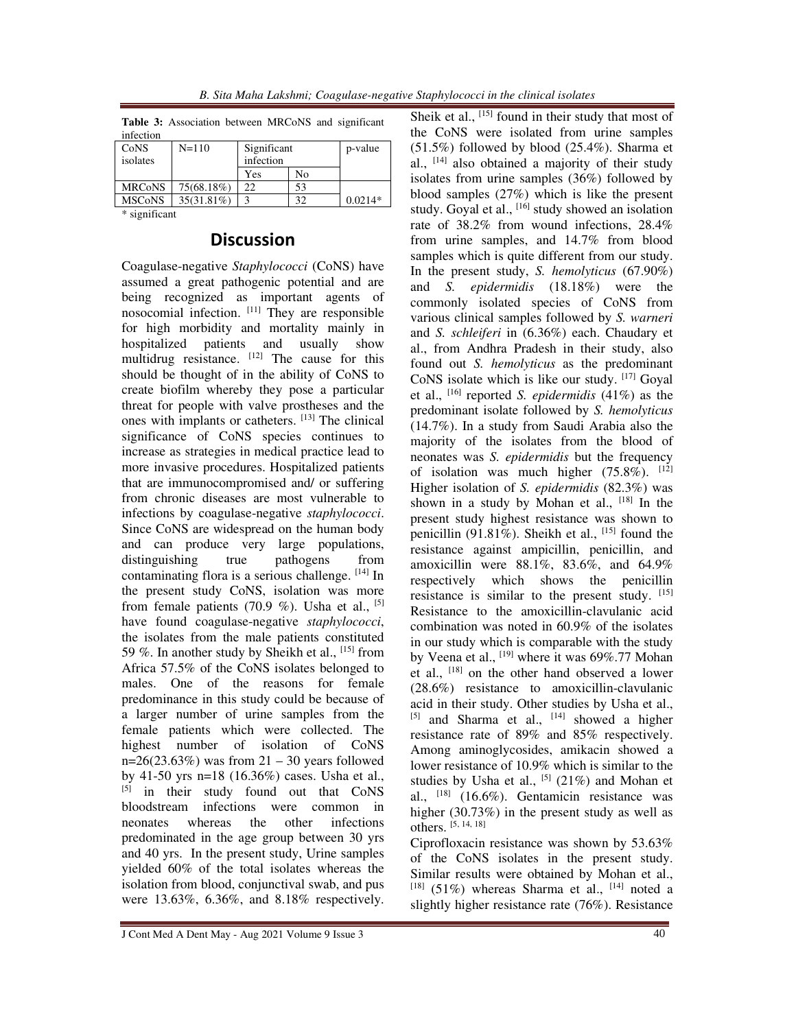**Table 3:** Association between MRCoNS and significant infection

| CoNS isolates | N=110 | Significant infection | | p-value |
|---|---|---|---|---|
| | | Yes | No | |
| MRCoNS | 75(68.18%) | 22 | 53 | |
| MSCoNS | 35(31.81%) | 3 | 32 | 0.0214* |

\* significant

## Discussion

Coagulase-negative *Staphylococci* (CoNS) have assumed a great pathogenic potential and are being recognized as important agents of nosocomial infection. [11] They are responsible for high morbidity and mortality mainly in hospitalized patients and usually show multidrug resistance. [12] The cause for this should be thought of in the ability of CoNS to create biofilm whereby they pose a particular threat for people with valve prostheses and the ones with implants or catheters. [13] The clinical significance of CoNS species continues to increase as strategies in medical practice lead to more invasive procedures. Hospitalized patients that are immunocompromised and/ or suffering from chronic diseases are most vulnerable to infections by coagulase-negative *staphylococci*. Since CoNS are widespread on the human body and can produce very large populations, distinguishing true pathogens from contaminating flora is a serious challenge. [14] In the present study CoNS, isolation was more from female patients (70.9 %). Usha et al., [5] have found coagulase-negative *staphylococci*, the isolates from the male patients constituted 59 %. In another study by Sheikh et al., [15] from Africa 57.5% of the CoNS isolates belonged to males. One of the reasons for female predominance in this study could be because of a larger number of urine samples from the female patients which were collected. The highest number of isolation of CoNS n=26(23.63%) was from 21 – 30 years followed by 41-50 yrs n=18 (16.36%) cases. Usha et al., [5] in their study found out that CoNS bloodstream infections were common in neonates whereas the other infections predominated in the age group between 30 yrs and 40 yrs. In the present study, Urine samples yielded 60% of the total isolates whereas the isolation from blood, conjunctival swab, and pus were 13.63%, 6.36%, and 8.18% respectively. Sheik et al., [15] found in their study that most of the CoNS were isolated from urine samples (51.5%) followed by blood (25.4%). Sharma et al., [14] also obtained a majority of their study isolates from urine samples (36%) followed by blood samples (27%) which is like the present study. Goyal et al., [16] study showed an isolation rate of 38.2% from wound infections, 28.4% from urine samples, and 14.7% from blood samples which is quite different from our study. In the present study, *S. hemolyticus* (67.90%) and *S. epidermidis* (18.18%) were the commonly isolated species of CoNS from various clinical samples followed by *S. warneri* and *S. schleiferi* in (6.36%) each. Chaudary et al., from Andhra Pradesh in their study, also found out *S. hemolyticus* as the predominant CoNS isolate which is like our study. [17] Goyal et al., [16] reported *S. epidermidis* (41%) as the predominant isolate followed by *S. hemolyticus* (14.7%). In a study from Saudi Arabia also the majority of the isolates from the blood of neonates was *S. epidermidis* but the frequency of isolation was much higher (75.8%). [12] Higher isolation of *S. epidermidis* (82.3%) was shown in a study by Mohan et al., [18] In the present study highest resistance was shown to penicillin (91.81%). Sheikh et al., [15] found the resistance against ampicillin, penicillin, and amoxicillin were 88.1%, 83.6%, and 64.9% respectively which shows the penicillin resistance is similar to the present study. [15] Resistance to the amoxicillin-clavulanic acid combination was noted in 60.9% of the isolates in our study which is comparable with the study by Veena et al., [19] where it was 69%.77 Mohan et al., [18] on the other hand observed a lower (28.6%) resistance to amoxicillin-clavulanic acid in their study. Other studies by Usha et al., [5] and Sharma et al., [14] showed a higher resistance rate of 89% and 85% respectively. Among aminoglycosides, amikacin showed a lower resistance of 10.9% which is similar to the studies by Usha et al., [5] (21%) and Mohan et al., [18] (16.6%). Gentamicin resistance was higher (30.73%) in the present study as well as others. [5, 14, 18]

Ciprofloxacin resistance was shown by 53.63% of the CoNS isolates in the present study. Similar results were obtained by Mohan et al., [18] (51%) whereas Sharma et al., [14] noted a slightly higher resistance rate (76%). Resistance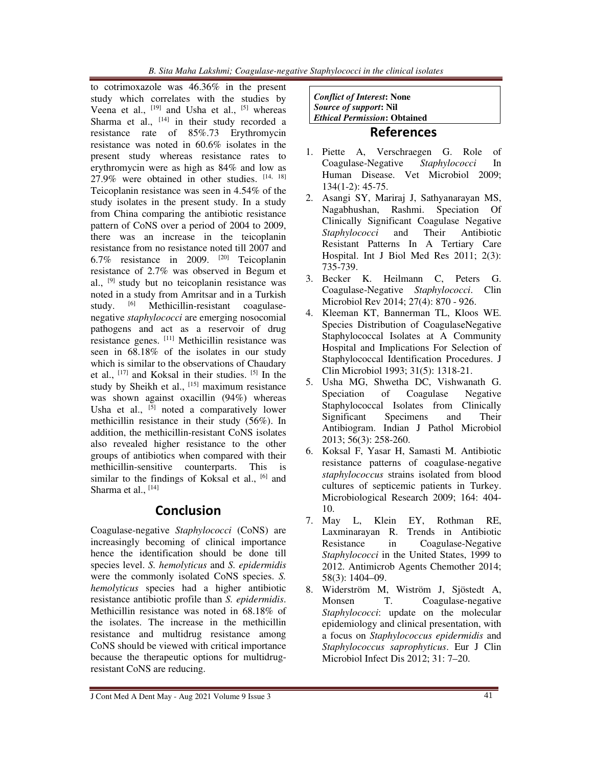to cotrimoxazole was 46.36% in the present study which correlates with the studies by Veena et al., [19] and Usha et al., [5] whereas Sharma et al., [14] in their study recorded a resistance rate of 85%.73 Erythromycin resistance was noted in 60.6% isolates in the present study whereas resistance rates to erythromycin were as high as 84% and low as 27.9% were obtained in other studies. [14, 18] Teicoplanin resistance was seen in 4.54% of the study isolates in the present study. In a study from China comparing the antibiotic resistance pattern of CoNS over a period of 2004 to 2009, there was an increase in the teicoplanin resistance from no resistance noted till 2007 and 6.7% resistance in 2009. [20] Teicoplanin resistance of 2.7% was observed in Begum et al., [9] study but no teicoplanin resistance was noted in a study from Amritsar and in a Turkish study. [6] Methicillin-resistant coagulase-negative *staphylococci* are emerging nosocomial pathogens and act as a reservoir of drug resistance genes. [11] Methicillin resistance was seen in 68.18% of the isolates in our study which is similar to the observations of Chaudary et al., [17] and Koksal in their studies. [5] In the study by Sheikh et al., [15] maximum resistance was shown against oxacillin (94%) whereas Usha et al., [5] noted a comparatively lower methicillin resistance in their study (56%). In addition, the methicillin-resistant CoNS isolates also revealed higher resistance to the other groups of antibiotics when compared with their methicillin-sensitive counterparts. This is similar to the findings of Koksal et al., [6] and Sharma et al., [14]

## Conclusion

Coagulase-negative *Staphylococci* (CoNS) are increasingly becoming of clinical importance hence the identification should be done till species level. *S. hemolyticus* and *S. epidermidis* were the commonly isolated CoNS species. *S. hemolyticus* species had a higher antibiotic resistance antibiotic profile than *S. epidermidis*. Methicillin resistance was noted in 68.18% of the isolates. The increase in the methicillin resistance and multidrug resistance among CoNS should be viewed with critical importance because the therapeutic options for multidrug-resistant CoNS are reducing.

***Conflict of Interest*: None**
***Source of support*: Nil**
***Ethical Permission*: Obtained**

## References

1. Piette A, Verschraegen G. Role of Coagulase-Negative *Staphylococci* In Human Disease. Vet Microbiol 2009; 134(1-2): 45-75.
2. Asangi SY, Mariraj J, Sathyanarayan MS, Nagabhushan, Rashmi. Speciation Of Clinically Significant Coagulase Negative *Staphylococci* and Their Antibiotic Resistant Patterns In A Tertiary Care Hospital. Int J Biol Med Res 2011; 2(3): 735-739.
3. Becker K. Heilmann C, Peters G. Coagulase-Negative *Staphylococci*. Clin Microbiol Rev 2014; 27(4): 870 - 926.
4. Kleeman KT, Bannerman TL, Kloos WE. Species Distribution of CoagulaseNegative Staphylococcal Isolates at A Community Hospital and Implications For Selection of Staphylococcal Identification Procedures. J Clin Microbiol 1993; 31(5): 1318-21.
5. Usha MG, Shwetha DC, Vishwanath G. Speciation of Coagulase Negative Staphylococcal Isolates from Clinically Significant Specimens and Their Antibiogram. Indian J Pathol Microbiol 2013; 56(3): 258-260.
6. Koksal F, Yasar H, Samasti M. Antibiotic resistance patterns of coagulase-negative *staphylococcus* strains isolated from blood cultures of septicemic patients in Turkey. Microbiological Research 2009; 164: 404-10.
7. May L, Klein EY, Rothman RE, Laxminarayan R. Trends in Antibiotic Resistance in Coagulase-Negative *Staphylococci* in the United States, 1999 to 2012. Antimicrob Agents Chemother 2014; 58(3): 1404–09.
8. Widerström M, Wiström J, Sjöstedt A, Monsen T. Coagulase-negative *Staphylococci*: update on the molecular epidemiology and clinical presentation, with a focus on *Staphylococcus epidermidis* and *Staphylococcus saprophyticus*. Eur J Clin Microbiol Infect Dis 2012; 31: 7–20.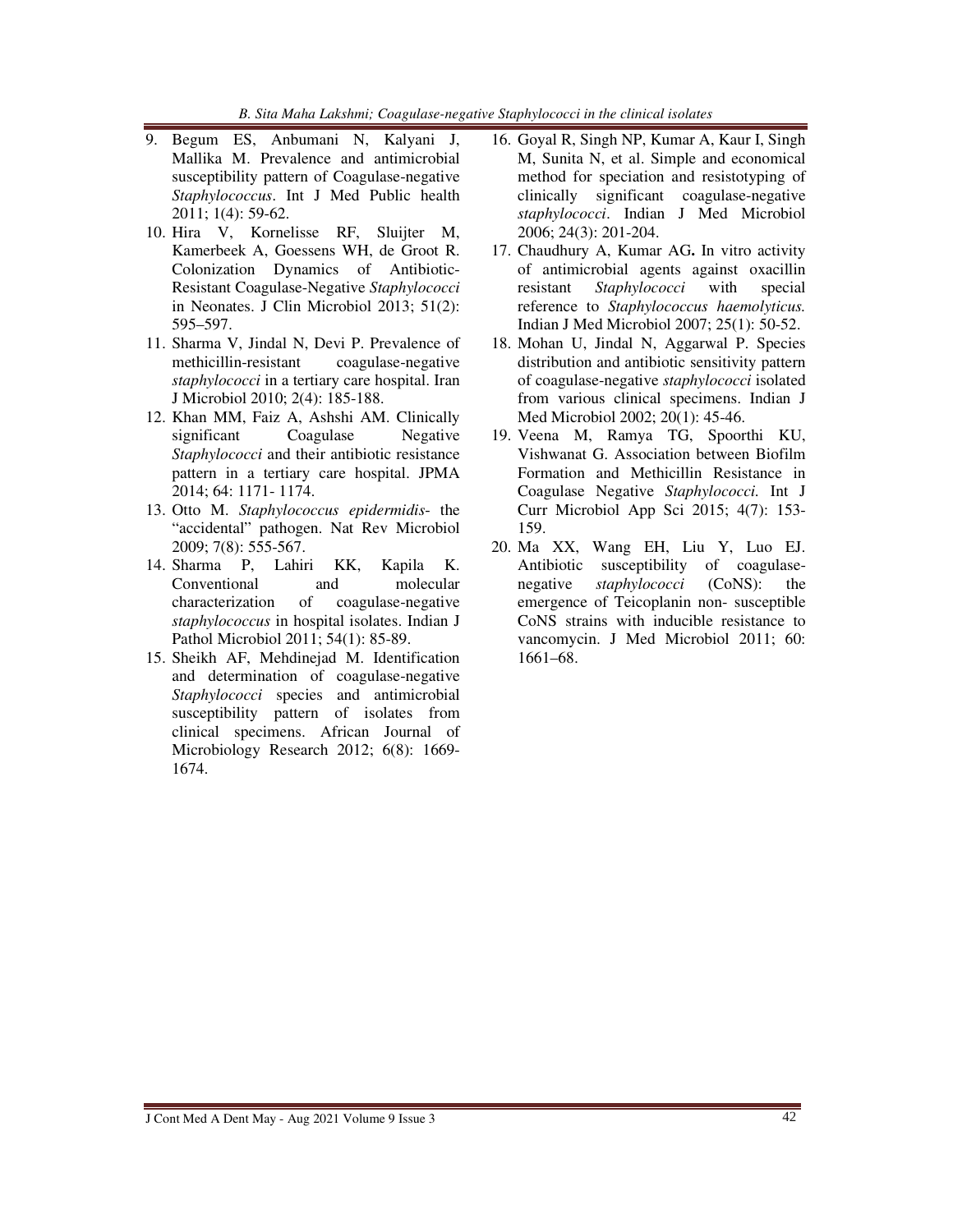9. Begum ES, Anbumani N, Kalyani J, Mallika M. Prevalence and antimicrobial susceptibility pattern of Coagulase-negative *Staphylococcus*. Int J Med Public health 2011; 1(4): 59-62.
10. Hira V, Kornelisse RF, Sluijter M, Kamerbeek A, Goessens WH, de Groot R. Colonization Dynamics of Antibiotic-Resistant Coagulase-Negative *Staphylococci* in Neonates. J Clin Microbiol 2013; 51(2): 595–597.
11. Sharma V, Jindal N, Devi P. Prevalence of methicillin-resistant coagulase-negative *staphylococci* in a tertiary care hospital. Iran J Microbiol 2010; 2(4): 185-188.
12. Khan MM, Faiz A, Ashshi AM. Clinically significant Coagulase Negative *Staphylococci* and their antibiotic resistance pattern in a tertiary care hospital. JPMA 2014; 64: 1171- 1174.
13. Otto M. *Staphylococcus epidermidis*- the "accidental" pathogen. Nat Rev Microbiol 2009; 7(8): 555-567.
14. Sharma P, Lahiri KK, Kapila K. Conventional and molecular characterization of coagulase-negative *staphylococcus* in hospital isolates. Indian J Pathol Microbiol 2011; 54(1): 85-89.
15. Sheikh AF, Mehdinejad M. Identification and determination of coagulase-negative *Staphylococci* species and antimicrobial susceptibility pattern of isolates from clinical specimens. African Journal of Microbiology Research 2012; 6(8): 1669-1674.
16. Goyal R, Singh NP, Kumar A, Kaur I, Singh M, Sunita N, et al. Simple and economical method for speciation and resistotyping of clinically significant coagulase-negative *staphylococci*. Indian J Med Microbiol 2006; 24(3): 201-204.
17. Chaudhury A, Kumar AG**.** In vitro activity of antimicrobial agents against oxacillin resistant *Staphylococci* with special reference to *Staphylococcus haemolyticus.* Indian J Med Microbiol 2007; 25(1): 50-52.
18. Mohan U, Jindal N, Aggarwal P. Species distribution and antibiotic sensitivity pattern of coagulase-negative *staphylococci* isolated from various clinical specimens. Indian J Med Microbiol 2002; 20(1): 45-46.
19. Veena M, Ramya TG, Spoorthi KU, Vishwanat G. Association between Biofilm Formation and Methicillin Resistance in Coagulase Negative *Staphylococci.* Int J Curr Microbiol App Sci 2015; 4(7): 153-159.
20. Ma XX, Wang EH, Liu Y, Luo EJ. Antibiotic susceptibility of coagulase-negative *staphylococci* (CoNS): the emergence of Teicoplanin non- susceptible CoNS strains with inducible resistance to vancomycin. J Med Microbiol 2011; 60: 1661–68.